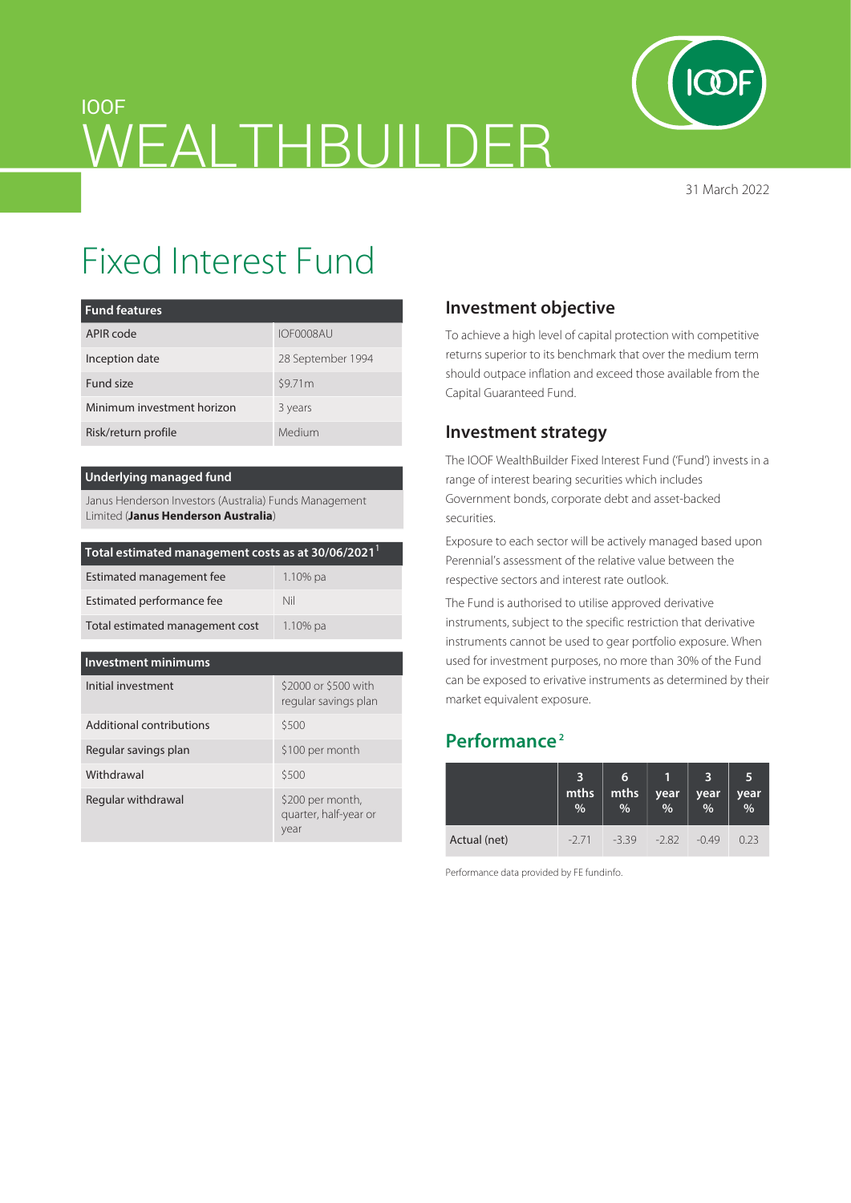IOOF

# WEALTHBUILDER

31 March 2022

# Fixed Interest Fund

| Fund features | |
|---|---|
| APIR code | IOF0008AU |
| Inception date | 28 September 1994 |
| Fund size | $9.71m |
| Minimum investment horizon | 3 years |
| Risk/return profile | Medium |

| Underlying managed fund |
|---|
| Janus Henderson Investors (Australia) Funds Management Limited (**Janus Henderson Australia**) |

| Total estimated management costs as at 30/06/2021[1] | |
|---|---|
| Estimated management fee | 1.10% pa |
| Estimated performance fee | Nil |
| Total estimated management cost | 1.10% pa |

| Investment minimums | |
|---|---|
| Initial investment | $2000 or $500 with regular savings plan |
| Additional contributions | $500 |
| Regular savings plan | $100 per month |
| Withdrawal | $500 |
| Regular withdrawal | $200 per month, quarter, half-year or year |

## Investment objective

To achieve a high level of capital protection with competitive returns superior to its benchmark that over the medium term should outpace inflation and exceed those available from the Capital Guaranteed Fund.

## Investment strategy

The IOOF WealthBuilder Fixed Interest Fund ('Fund') invests in a range of interest bearing securities which includes Government bonds, corporate debt and asset-backed securities.

Exposure to each sector will be actively managed based upon Perennial's assessment of the relative value between the respective sectors and interest rate outlook.

The Fund is authorised to utilise approved derivative instruments, subject to the specific restriction that derivative instruments cannot be used to gear portfolio exposure. When used for investment purposes, no more than 30% of the Fund can be exposed to erivative instruments as determined by their market equivalent exposure.

## Performance[2]

| | 3 mths % | 6 mths % | 1 year % | 3 year % | 5 year % |
|---|---|---|---|---|---|
| Actual (net) | -2.71 | -3.39 | -2.82 | -0.49 | 0.23 |

Performance data provided by FE fundinfo.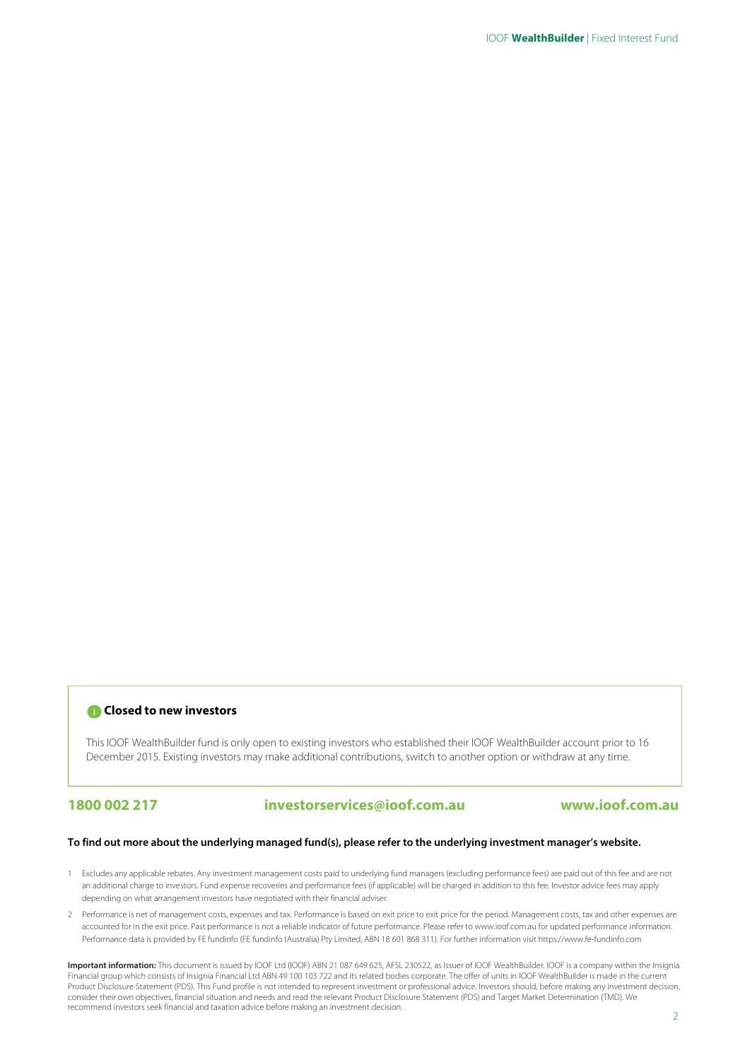**Closed to new investors**

This IOOF WealthBuilder fund is only open to existing investors who established their IOOF WealthBuilder account prior to 16 December 2015. Existing investors may make additional contributions, switch to another option or withdraw at any time.

**1800 002 217** **investorservices@ioof.com.au** **www.ioof.com.au**

**To find out more about the underlying managed fund(s), please refer to the underlying investment manager's website.**

1 Excludes any applicable rebates. Any investment management costs paid to underlying fund managers (excluding performance fees) are paid out of this fee and are not an additional charge to investors. Fund expense recoveries and performance fees (if applicable) will be charged in addition to this fee. Investor advice fees may apply depending on what arrangement investors have negotiated with their financial adviser.

2 Performance is net of management costs, expenses and tax. Performance is based on exit price to exit price for the period. Management costs, tax and other expenses are accounted for in the exit price. Past performance is not a reliable indicator of future performance. Please refer to www.ioof.com.au for updated performance information. Performance data is provided by FE fundinfo (FE fundinfo (Australia) Pty Limited, ABN 18 601 868 311). For further information visit https://www.fe-fundinfo.com

**Important information:** This document is issued by IOOF Ltd (IOOF) ABN 21 087 649 625, AFSL 230522, as Issuer of IOOF WealthBuilder. IOOF is a company within the Insignia Financial group which consists of Insignia Financial Ltd ABN 49 100 103 722 and its related bodies corporate. The offer of units in IOOF WealthBuilder is made in the current Product Disclosure Statement (PDS). This Fund profile is not intended to represent investment or professional advice. Investors should, before making any investment decision, consider their own objectives, financial situation and needs and read the relevant Product Disclosure Statement (PDS) and Target Market Determination (TMD). We recommend investors seek financial and taxation advice before making an investment decision.